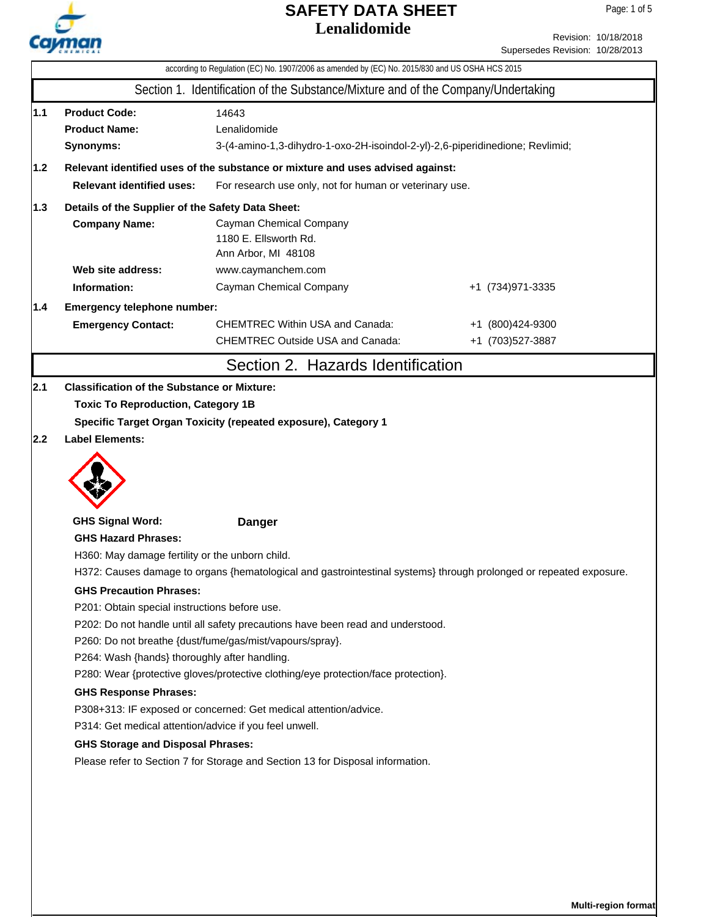# SAFETY DATA SHEET
# Lenalidomide

Revision: 10/18/2018
Supersedes Revision: 10/28/2013

according to Regulation (EC) No. 1907/2006 as amended by (EC) No. 2015/830 and US OSHA HCS 2015

## Section 1. Identification of the Substance/Mixture and of the Company/Undertaking

**1.1**

| | |
|---|---|
| **Product Code:** | 14643 |
| **Product Name:** | Lenalidomide |
| **Synonyms:** | 3-(4-amino-1,3-dihydro-1-oxo-2H-isoindol-2-yl)-2,6-piperidinedione; Revlimid; |

**1.2 Relevant identified uses of the substance or mixture and uses advised against:**

**Relevant identified uses:** For research use only, not for human or veterinary use.

**1.3 Details of the Supplier of the Safety Data Sheet:**

| | | |
|---|---|---|
| **Company Name:** | Cayman Chemical Company<br>1180 E. Ellsworth Rd.<br>Ann Arbor, MI 48108 | |
| **Web site address:** | www.caymanchem.com | |
| **Information:** | Cayman Chemical Company | +1 (734)971-3335 |

**1.4 Emergency telephone number:**

| | | |
|---|---|---|
| **Emergency Contact:** | CHEMTREC Within USA and Canada: | +1 (800)424-9300 |
| | CHEMTREC Outside USA and Canada: | +1 (703)527-3887 |

## Section 2. Hazards Identification

**2.1 Classification of the Substance or Mixture:**

**Toxic To Reproduction, Category 1B**

**Specific Target Organ Toxicity (repeated exposure), Category 1**

**2.2 Label Elements:**

**GHS Signal Word:** **Danger**

**GHS Hazard Phrases:**

H360: May damage fertility or the unborn child.

H372: Causes damage to organs {hematological and gastrointestinal systems} through prolonged or repeated exposure.

**GHS Precaution Phrases:**

P201: Obtain special instructions before use.

P202: Do not handle until all safety precautions have been read and understood.

P260: Do not breathe {dust/fume/gas/mist/vapours/spray}.

P264: Wash {hands} thoroughly after handling.

P280: Wear {protective gloves/protective clothing/eye protection/face protection}.

**GHS Response Phrases:**

P308+313: IF exposed or concerned: Get medical attention/advice.

P314: Get medical attention/advice if you feel unwell.

**GHS Storage and Disposal Phrases:**

Please refer to Section 7 for Storage and Section 13 for Disposal information.

**Multi-region format**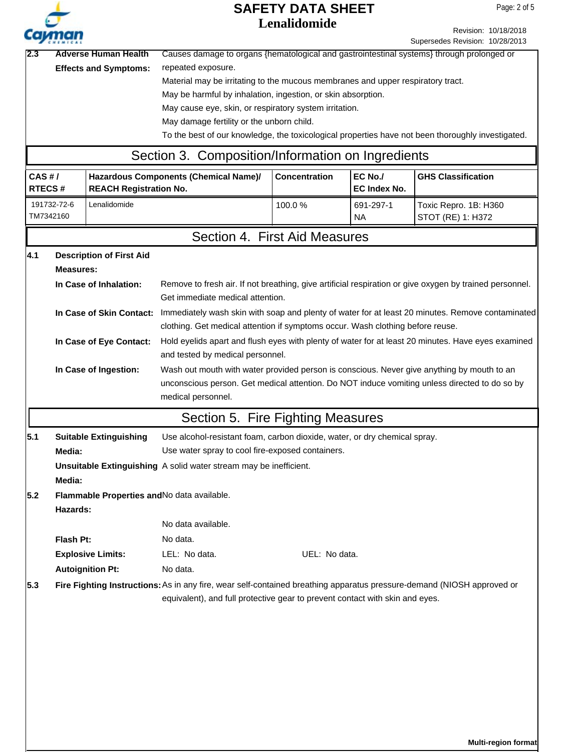**2.3 Adverse Human Health Effects and Symptoms:**

Causes damage to organs {hematological and gastrointestinal systems} through prolonged or repeated exposure.

Material may be irritating to the mucous membranes and upper respiratory tract.

May be harmful by inhalation, ingestion, or skin absorption.

May cause eye, skin, or respiratory system irritation.

May damage fertility or the unborn child.

To the best of our knowledge, the toxicological properties have not been thoroughly investigated.

## Section 3. Composition/Information on Ingredients

| CAS # / RTECS # | Hazardous Components (Chemical Name)/ REACH Registration No. | Concentration | EC No./ EC Index No. | GHS Classification |
|---|---|---|---|---|
| 191732-72-6<br>TM7342160 | Lenalidomide | 100.0 % | 691-297-1<br>NA | Toxic Repro. 1B: H360<br>STOT (RE) 1: H372 |

## Section 4. First Aid Measures

**4.1 Description of First Aid Measures:**

**In Case of Inhalation:** Remove to fresh air. If not breathing, give artificial respiration or give oxygen by trained personnel. Get immediate medical attention.

**In Case of Skin Contact:** Immediately wash skin with soap and plenty of water for at least 20 minutes. Remove contaminated clothing. Get medical attention if symptoms occur. Wash clothing before reuse.

**In Case of Eye Contact:** Hold eyelids apart and flush eyes with plenty of water for at least 20 minutes. Have eyes examined and tested by medical personnel.

**In Case of Ingestion:** Wash out mouth with water provided person is conscious. Never give anything by mouth to an unconscious person. Get medical attention. Do NOT induce vomiting unless directed to do so by medical personnel.

## Section 5. Fire Fighting Measures

**5.1 Suitable Extinguishing Media:** Use alcohol-resistant foam, carbon dioxide, water, or dry chemical spray. Use water spray to cool fire-exposed containers.

**Unsuitable Extinguishing Media:** A solid water stream may be inefficient.

**5.2 Flammable Properties and Hazards:** No data available.

No data available.

**Flash Pt:** No data.

**Explosive Limits:** LEL: No data. UEL: No data.

**Autoignition Pt:** No data.

**5.3 Fire Fighting Instructions:** As in any fire, wear self-contained breathing apparatus pressure-demand (NIOSH approved or equivalent), and full protective gear to prevent contact with skin and eyes.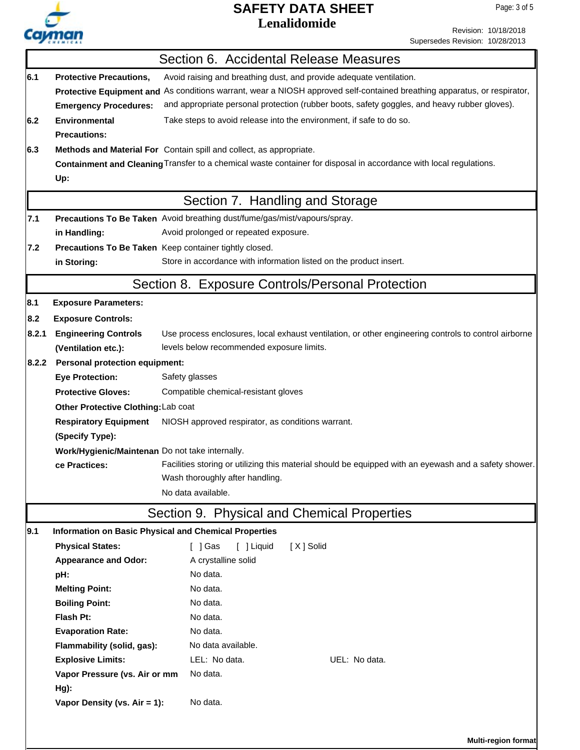## Section 6. Accidental Release Measures

| | | |
|---|---|---|
| **6.1** | **Protective Precautions, Protective Equipment and Emergency Procedures:** | Avoid raising and breathing dust, and provide adequate ventilation. As conditions warrant, wear a NIOSH approved self-contained breathing apparatus, or respirator, and appropriate personal protection (rubber boots, safety goggles, and heavy rubber gloves). |
| **6.2** | **Environmental Precautions:** | Take steps to avoid release into the environment, if safe to do so. |
| **6.3** | **Methods and Material For Containment and Cleaning Up:** | Contain spill and collect, as appropriate. Transfer to a chemical waste container for disposal in accordance with local regulations. |

## Section 7. Handling and Storage

| | | |
|---|---|---|
| **7.1** | **Precautions To Be Taken in Handling:** | Avoid breathing dust/fume/gas/mist/vapours/spray. Avoid prolonged or repeated exposure. |
| **7.2** | **Precautions To Be Taken in Storing:** | Keep container tightly closed. Store in accordance with information listed on the product insert. |

## Section 8. Exposure Controls/Personal Protection

**8.1 Exposure Parameters:**

**8.2 Exposure Controls:**

**8.2.1 Engineering Controls (Ventilation etc.):** Use process enclosures, local exhaust ventilation, or other engineering controls to control airborne levels below recommended exposure limits.

**8.2.2 Personal protection equipment:**

| | |
|---|---|
| **Eye Protection:** | Safety glasses |
| **Protective Gloves:** | Compatible chemical-resistant gloves |
| **Other Protective Clothing:** | Lab coat |
| **Respiratory Equipment (Specify Type):** | NIOSH approved respirator, as conditions warrant. |
| **Work/Hygienic/Maintenance Practices:** | Do not take internally. Facilities storing or utilizing this material should be equipped with an eyewash and a safety shower. Wash thoroughly after handling. No data available. |

## Section 9. Physical and Chemical Properties

**9.1 Information on Basic Physical and Chemical Properties**

| | | |
|---|---|---|
| **Physical States:** | [ ] Gas [ ] Liquid [ X ] Solid | |
| **Appearance and Odor:** | A crystalline solid | |
| **pH:** | No data. | |
| **Melting Point:** | No data. | |
| **Boiling Point:** | No data. | |
| **Flash Pt:** | No data. | |
| **Evaporation Rate:** | No data. | |
| **Flammability (solid, gas):** | No data available. | |
| **Explosive Limits:** | LEL: No data. | UEL: No data. |
| **Vapor Pressure (vs. Air or mm Hg):** | No data. | |
| **Vapor Density (vs. Air = 1):** | No data. | |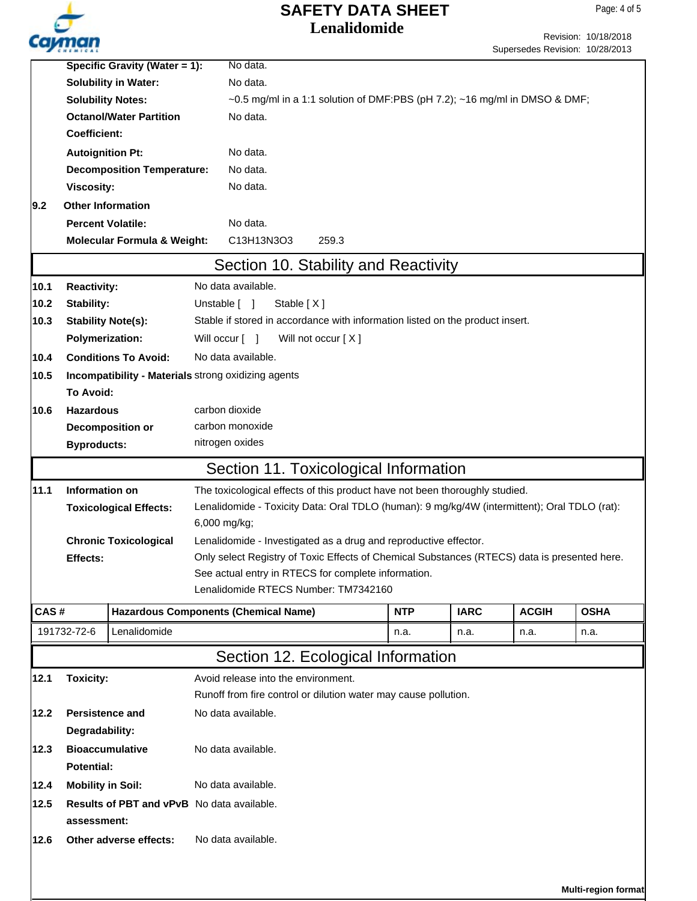| | | |
|---|---|---|
| | **Specific Gravity (Water = 1):** | No data. |
| | **Solubility in Water:** | No data. |
| | **Solubility Notes:** | ~0.5 mg/ml in a 1:1 solution of DMF:PBS (pH 7.2); ~16 mg/ml in DMSO & DMF; |
| | **Octanol/Water Partition Coefficient:** | No data. |
| | **Autoignition Pt:** | No data. |
| | **Decomposition Temperature:** | No data. |
| | **Viscosity:** | No data. |
| **9.2** | **Other Information** | |
| | **Percent Volatile:** | No data. |
| | **Molecular Formula & Weight:** | $C_{13}H_{13}N_3O_3$ 259.3 |

## Section 10. Stability and Reactivity

| | | |
|---|---|---|
| **10.1** | **Reactivity:** | No data available. |
| **10.2** | **Stability:** | Unstable [ ] Stable [ X ] |
| **10.3** | **Stability Note(s):** | Stable if stored in accordance with information listed on the product insert. |
| | **Polymerization:** | Will occur [ ] Will not occur [ X ] |
| **10.4** | **Conditions To Avoid:** | No data available. |
| **10.5** | **Incompatibility - Materials To Avoid:** | strong oxidizing agents |
| **10.6** | **Hazardous Decomposition or Byproducts:** | carbon dioxide<br>carbon monoxide<br>nitrogen oxides |

## Section 11. Toxicological Information

| | | |
|---|---|---|
| **11.1** | **Information on Toxicological Effects:** | The toxicological effects of this product have not been thoroughly studied.<br>Lenalidomide - Toxicity Data: Oral TDLO (human): 9 mg/kg/4W (intermittent); Oral TDLO (rat): 6,000 mg/kg; |
| | **Chronic Toxicological Effects:** | Lenalidomide - Investigated as a drug and reproductive effector.<br>Only select Registry of Toxic Effects of Chemical Substances (RTECS) data is presented here. See actual entry in RTECS for complete information.<br>Lenalidomide RTECS Number: TM7342160 |

| CAS # | Hazardous Components (Chemical Name) | NTP | IARC | ACGIH | OSHA |
|---|---|---|---|---|---|
| 191732-72-6 | Lenalidomide | n.a. | n.a. | n.a. | n.a. |

## Section 12. Ecological Information

| | | |
|---|---|---|
| **12.1** | **Toxicity:** | Avoid release into the environment.<br>Runoff from fire control or dilution water may cause pollution. |
| **12.2** | **Persistence and Degradability:** | No data available. |
| **12.3** | **Bioaccumulative Potential:** | No data available. |
| **12.4** | **Mobility in Soil:** | No data available. |
| **12.5** | **Results of PBT and vPvB assessment:** | No data available. |
| **12.6** | **Other adverse effects:** | No data available. |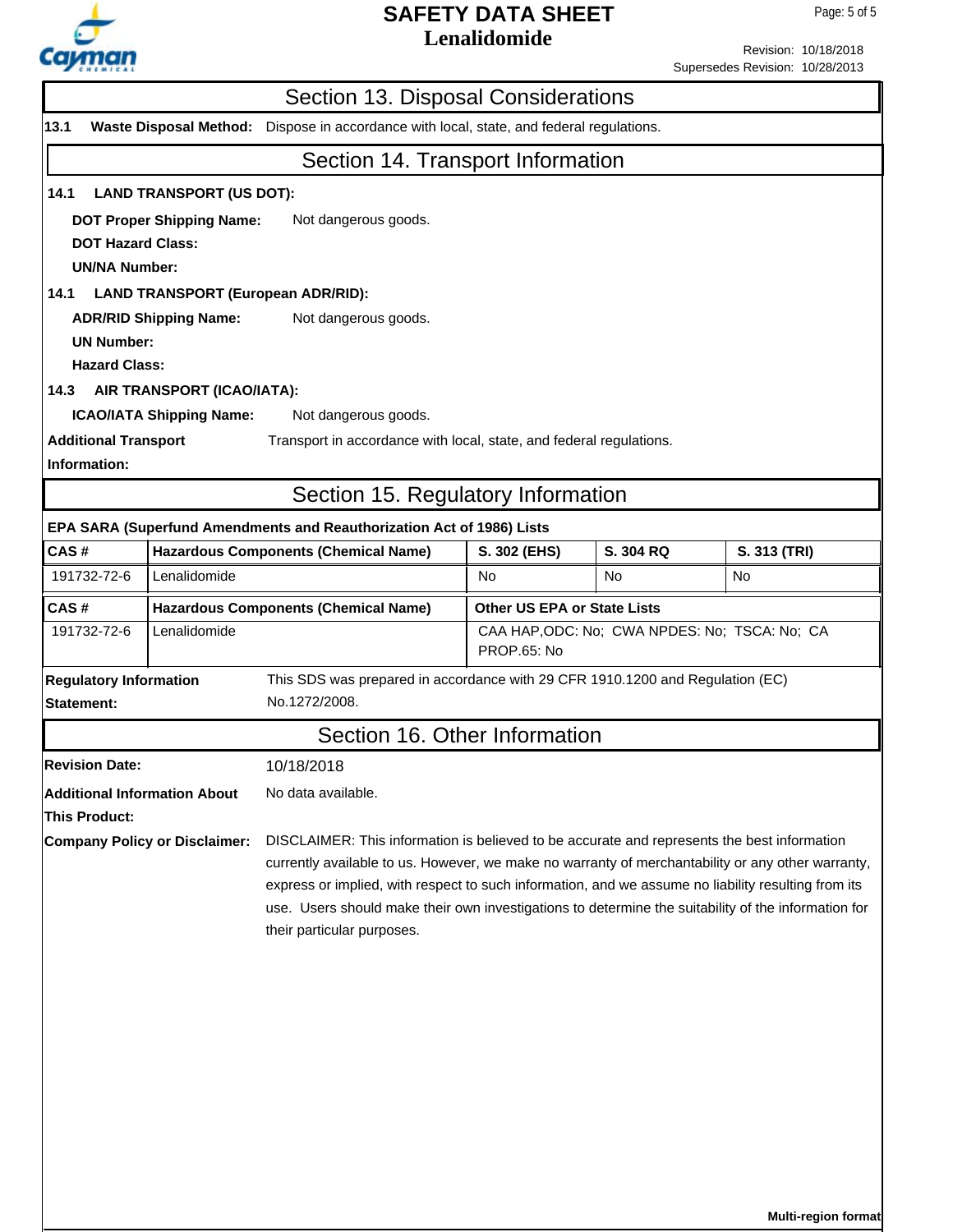## Section 13. Disposal Considerations

**13.1 Waste Disposal Method:** Dispose in accordance with local, state, and federal regulations.

## Section 14. Transport Information

**14.1 LAND TRANSPORT (US DOT):**

**DOT Proper Shipping Name:** Not dangerous goods.

**DOT Hazard Class:**

**UN/NA Number:**

**14.1 LAND TRANSPORT (European ADR/RID):**

**ADR/RID Shipping Name:** Not dangerous goods.

**UN Number:**

**Hazard Class:**

**14.3 AIR TRANSPORT (ICAO/IATA):**

**ICAO/IATA Shipping Name:** Not dangerous goods.

**Additional Transport Information:** Transport in accordance with local, state, and federal regulations.

## Section 15. Regulatory Information

**EPA SARA (Superfund Amendments and Reauthorization Act of 1986) Lists**

| CAS # | Hazardous Components (Chemical Name) | S. 302 (EHS) | S. 304 RQ | S. 313 (TRI) |
|---|---|---|---|---|
| 191732-72-6 | Lenalidomide | No | No | No |

| CAS # | Hazardous Components (Chemical Name) | Other US EPA or State Lists |
|---|---|---|
| 191732-72-6 | Lenalidomide | CAA HAP,ODC: No; CWA NPDES: No; TSCA: No; CA PROP.65: No |

**Regulatory Information Statement:** This SDS was prepared in accordance with 29 CFR 1910.1200 and Regulation (EC) No.1272/2008.

## Section 16. Other Information

**Revision Date:** 10/18/2018

**Additional Information About This Product:** No data available.

**Company Policy or Disclaimer:** DISCLAIMER: This information is believed to be accurate and represents the best information currently available to us. However, we make no warranty of merchantability or any other warranty, express or implied, with respect to such information, and we assume no liability resulting from its use. Users should make their own investigations to determine the suitability of the information for their particular purposes.

**Multi-region format**